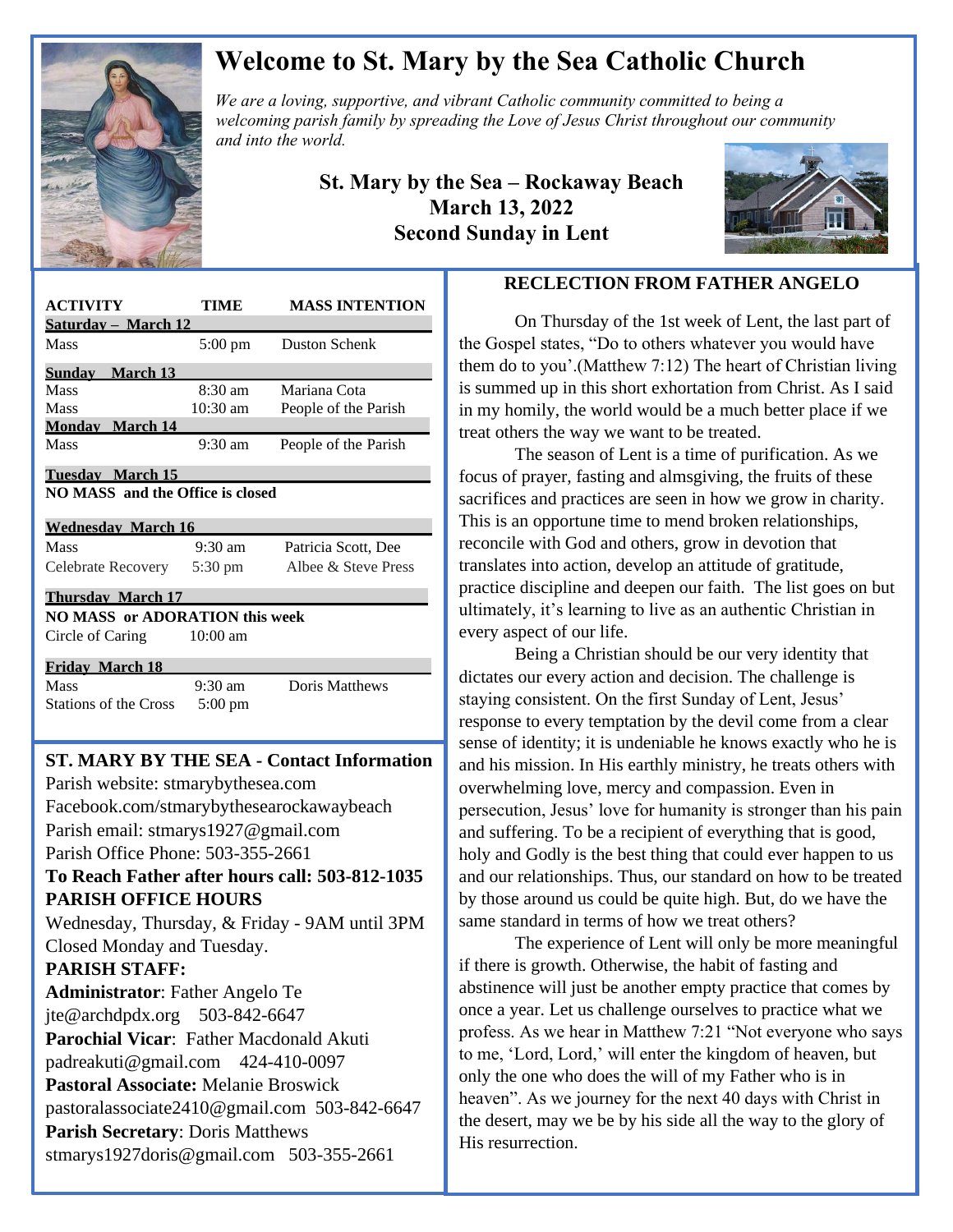# Welcome to St. Mary by the Sea Catholic Church

*We are a loving, supportive, and vibrant Catholic community committed to being a welcoming parish family by spreading the Love of Jesus Christ throughout our community and into the world.*

**St. Mary by the Sea – Rockaway Beach**
**March 13, 2022**
**Second Sunday in Lent**

| ACTIVITY | TIME | MASS INTENTION |
|---|---|---|
| **Saturday – March 12** | | |
| Mass | 5:00 pm | Duston Schenk |
| **Sunday March 13** | | |
| Mass | 8:30 am | Mariana Cota |
| Mass | 10:30 am | People of the Parish |
| **Monday March 14** | | |
| Mass | 9:30 am | People of the Parish |
| **Tuesday March 15** | | |
| **NO MASS and the Office is closed** | | |
| **Wednesday March 16** | | |
| Mass | 9:30 am | Patricia Scott, Dee |
| Celebrate Recovery | 5:30 pm | Albee & Steve Press |
| **Thursday March 17** | | |
| **NO MASS or ADORATION this week** | | |
| Circle of Caring | 10:00 am | |
| **Friday March 18** | | |
| Mass | 9:30 am | Doris Matthews |
| Stations of the Cross | 5:00 pm | |

## ST. MARY BY THE SEA - Contact Information

Parish website: stmarybythesea.com
Facebook.com/stmarybythesearockawaybeach
Parish email: stmarys1927@gmail.com
Parish Office Phone: 503-355-2661

**To Reach Father after hours call: 503-812-1035**

**PARISH OFFICE HOURS**

Wednesday, Thursday, & Friday - 9AM until 3PM
Closed Monday and Tuesday.

**PARISH STAFF:**

**Administrator**: Father Angelo Te
jte@archdpdx.org 503-842-6647

**Parochial Vicar**: Father Macdonald Akuti
padreakuti@gmail.com 424-410-0097

**Pastoral Associate:** Melanie Broswick
pastoralassociate2410@gmail.com 503-842-6647

**Parish Secretary**: Doris Matthews
stmarys1927doris@gmail.com 503-355-2661

## RECLECTION FROM FATHER ANGELO

On Thursday of the 1st week of Lent, the last part of the Gospel states, “Do to others whatever you would have them do to you’.(Matthew 7:12) The heart of Christian living is summed up in this short exhortation from Christ. As I said in my homily, the world would be a much better place if we treat others the way we want to be treated.

The season of Lent is a time of purification. As we focus of prayer, fasting and almsgiving, the fruits of these sacrifices and practices are seen in how we grow in charity. This is an opportune time to mend broken relationships, reconcile with God and others, grow in devotion that translates into action, develop an attitude of gratitude, practice discipline and deepen our faith. The list goes on but ultimately, it’s learning to live as an authentic Christian in every aspect of our life.

Being a Christian should be our very identity that dictates our every action and decision. The challenge is staying consistent. On the first Sunday of Lent, Jesus’ response to every temptation by the devil come from a clear sense of identity; it is undeniable he knows exactly who he is and his mission. In His earthly ministry, he treats others with overwhelming love, mercy and compassion. Even in persecution, Jesus’ love for humanity is stronger than his pain and suffering. To be a recipient of everything that is good, holy and Godly is the best thing that could ever happen to us and our relationships. Thus, our standard on how to be treated by those around us could be quite high. But, do we have the same standard in terms of how we treat others?

The experience of Lent will only be more meaningful if there is growth. Otherwise, the habit of fasting and abstinence will just be another empty practice that comes by once a year. Let us challenge ourselves to practice what we profess. As we hear in Matthew 7:21 “Not everyone who says to me, ‘Lord, Lord,’ will enter the kingdom of heaven, but only the one who does the will of my Father who is in heaven”. As we journey for the next 40 days with Christ in the desert, may we be by his side all the way to the glory of His resurrection.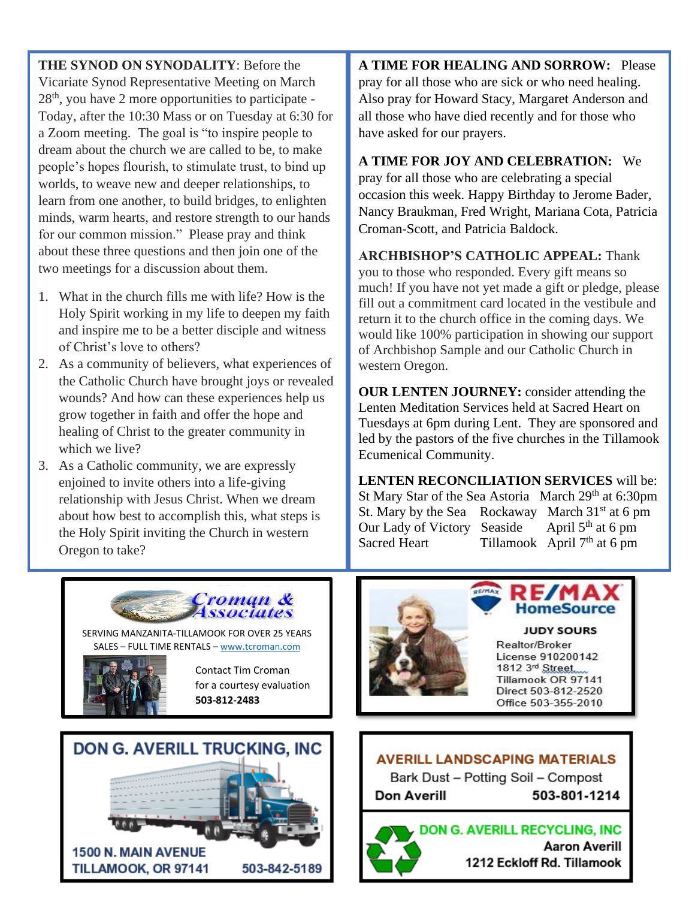**THE SYNOD ON SYNODALITY**: Before the Vicariate Synod Representative Meeting on March 28th, you have 2 more opportunities to participate - Today, after the 10:30 Mass or on Tuesday at 6:30 for a Zoom meeting. The goal is "to inspire people to dream about the church we are called to be, to make people's hopes flourish, to stimulate trust, to bind up worlds, to weave new and deeper relationships, to learn from one another, to build bridges, to enlighten minds, warm hearts, and restore strength to our hands for our common mission." Please pray and think about these three questions and then join one of the two meetings for a discussion about them.

1. What in the church fills me with life? How is the Holy Spirit working in my life to deepen my faith and inspire me to be a better disciple and witness of Christ's love to others?
2. As a community of believers, what experiences of the Catholic Church have brought joys or revealed wounds? And how can these experiences help us grow together in faith and offer the hope and healing of Christ to the greater community in which we live?
3. As a Catholic community, we are expressly enjoined to invite others into a life-giving relationship with Jesus Christ. When we dream about how best to accomplish this, what steps is the Holy Spirit inviting the Church in western Oregon to take?

**A TIME FOR HEALING AND SORROW:** Please pray for all those who are sick or who need healing. Also pray for Howard Stacy, Margaret Anderson and all those who have died recently and for those who have asked for our prayers.

**A TIME FOR JOY AND CELEBRATION:** We pray for all those who are celebrating a special occasion this week. Happy Birthday to Jerome Bader, Nancy Braukman, Fred Wright, Mariana Cota, Patricia Croman-Scott, and Patricia Baldock.

**ARCHBISHOP'S CATHOLIC APPEAL:** Thank you to those who responded. Every gift means so much! If you have not yet made a gift or pledge, please fill out a commitment card located in the vestibule and return it to the church office in the coming days. We would like 100% participation in showing our support of Archbishop Sample and our Catholic Church in western Oregon.

**OUR LENTEN JOURNEY:** consider attending the Lenten Meditation Services held at Sacred Heart on Tuesdays at 6pm during Lent. They are sponsored and led by the pastors of the five churches in the Tillamook Ecumenical Community.

**LENTEN RECONCILIATION SERVICES** will be:

| | | |
|---|---|---|
| St Mary Star of the Sea | Astoria | March 29th at 6:30pm |
| St. Mary by the Sea | Rockaway | March 31st at 6 pm |
| Our Lady of Victory | Seaside | April 5th at 6 pm |
| Sacred Heart | Tillamook | April 7th at 6 pm |

**Croman & Associates**
SERVING MANZANITA-TILLAMOOK FOR OVER 25 YEARS
SALES – FULL TIME RENTALS – www.tcroman.com
Contact Tim Croman for a courtesy evaluation
**503-812-2483**

**RE/MAX HomeSource**
**JUDY SOURS**
Realtor/Broker
License 910200142
1812 3rd Street
Tillamook OR 97141
Direct 503-812-2520
Office 503-355-2010

**DON G. AVERILL TRUCKING, INC**
1500 N. MAIN AVENUE
TILLAMOOK, OR 97141 503-842-5189

**AVERILL LANDSCAPING MATERIALS**
Bark Dust – Potting Soil – Compost
Don Averill 503-801-1214

**DON G. AVERILL RECYCLING, INC**
Aaron Averill
1212 Eckloff Rd. Tillamook